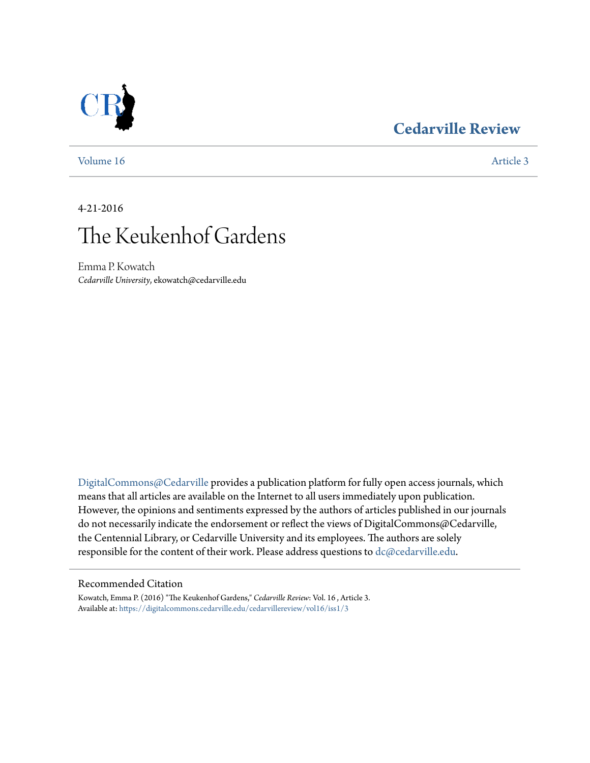Cedarville Review

Volume 16 | Article 3

4-21-2016

# The Keukenhof Gardens

Emma P. Kowatch
*Cedarville University*, ekowatch@cedarville.edu

DigitalCommons@Cedarville provides a publication platform for fully open access journals, which means that all articles are available on the Internet to all users immediately upon publication. However, the opinions and sentiments expressed by the authors of articles published in our journals do not necessarily indicate the endorsement or reflect the views of DigitalCommons@Cedarville, the Centennial Library, or Cedarville University and its employees. The authors are solely responsible for the content of their work. Please address questions to dc@cedarville.edu.

## Recommended Citation

Kowatch, Emma P. (2016) "The Keukenhof Gardens," *Cedarville Review*: Vol. 16 , Article 3.
Available at: https://digitalcommons.cedarville.edu/cedarvillereview/vol16/iss1/3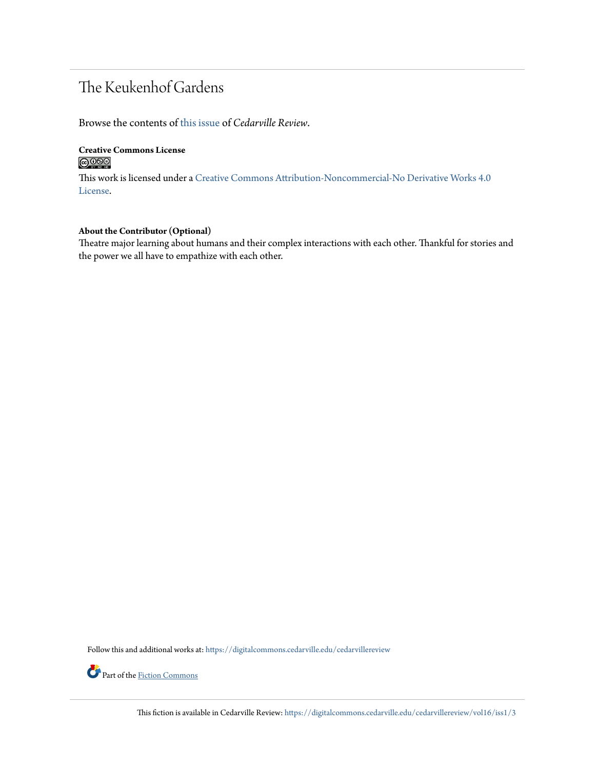# The Keukenhof Gardens

Browse the contents of this issue of *Cedarville Review*.

**Creative Commons License**

This work is licensed under a Creative Commons Attribution-Noncommercial-No Derivative Works 4.0 License.

**About the Contributor (Optional)**

Theatre major learning about humans and their complex interactions with each other. Thankful for stories and the power we all have to empathize with each other.

Follow this and additional works at: https://digitalcommons.cedarville.edu/cedarvillereview

Part of the Fiction Commons

This fiction is available in Cedarville Review: https://digitalcommons.cedarville.edu/cedarvillereview/vol16/iss1/3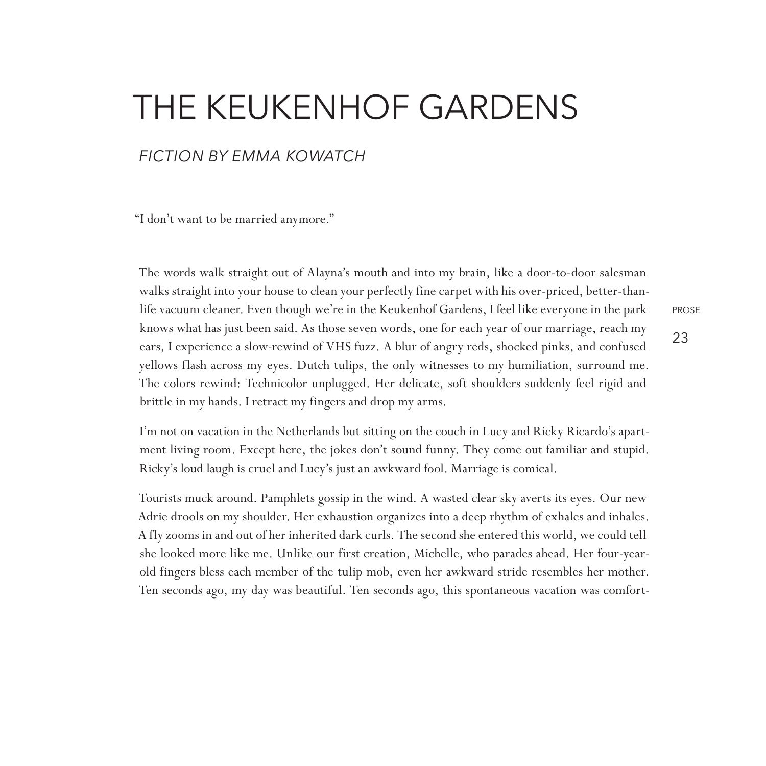# THE KEUKENHOF GARDENS

*FICTION BY EMMA KOWATCH*

"I don't want to be married anymore."

The words walk straight out of Alayna's mouth and into my brain, like a door-to-door salesman walks straight into your house to clean your perfectly fine carpet with his over-priced, better-than-life vacuum cleaner. Even though we're in the Keukenhof Gardens, I feel like everyone in the park knows what has just been said. As those seven words, one for each year of our marriage, reach my ears, I experience a slow-rewind of VHS fuzz. A blur of angry reds, shocked pinks, and confused yellows flash across my eyes. Dutch tulips, the only witnesses to my humiliation, surround me. The colors rewind: Technicolor unplugged. Her delicate, soft shoulders suddenly feel rigid and brittle in my hands. I retract my fingers and drop my arms.

I'm not on vacation in the Netherlands but sitting on the couch in Lucy and Ricky Ricardo's apartment living room. Except here, the jokes don't sound funny. They come out familiar and stupid. Ricky's loud laugh is cruel and Lucy's just an awkward fool. Marriage is comical.

Tourists muck around. Pamphlets gossip in the wind. A wasted clear sky averts its eyes. Our new Adrie drools on my shoulder. Her exhaustion organizes into a deep rhythm of exhales and inhales. A fly zooms in and out of her inherited dark curls. The second she entered this world, we could tell she looked more like me. Unlike our first creation, Michelle, who parades ahead. Her four-year-old fingers bless each member of the tulip mob, even her awkward stride resembles her mother. Ten seconds ago, my day was beautiful. Ten seconds ago, this spontaneous vacation was comfort-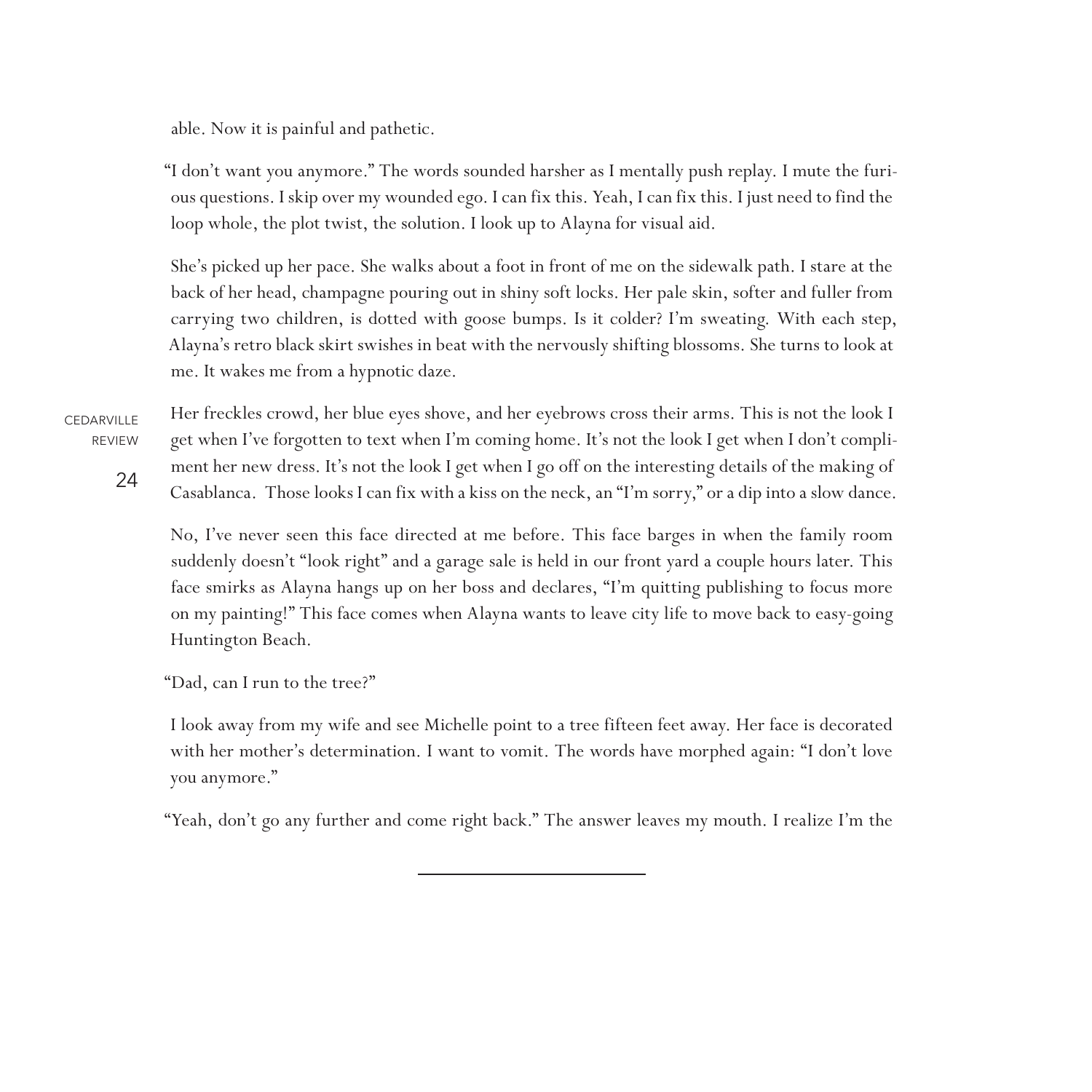able. Now it is painful and pathetic.

"I don't want you anymore." The words sounded harsher as I mentally push replay. I mute the furious questions. I skip over my wounded ego. I can fix this. Yeah, I can fix this. I just need to find the loop whole, the plot twist, the solution. I look up to Alayna for visual aid.

She's picked up her pace. She walks about a foot in front of me on the sidewalk path. I stare at the back of her head, champagne pouring out in shiny soft locks. Her pale skin, softer and fuller from carrying two children, is dotted with goose bumps. Is it colder? I'm sweating. With each step, Alayna's retro black skirt swishes in beat with the nervously shifting blossoms. She turns to look at me. It wakes me from a hypnotic daze.

Her freckles crowd, her blue eyes shove, and her eyebrows cross their arms. This is not the look I get when I've forgotten to text when I'm coming home. It's not the look I get when I don't compliment her new dress. It's not the look I get when I go off on the interesting details of the making of Casablanca. Those looks I can fix with a kiss on the neck, an "I'm sorry," or a dip into a slow dance.

No, I've never seen this face directed at me before. This face barges in when the family room suddenly doesn't "look right" and a garage sale is held in our front yard a couple hours later. This face smirks as Alayna hangs up on her boss and declares, "I'm quitting publishing to focus more on my painting!" This face comes when Alayna wants to leave city life to move back to easy-going Huntington Beach.

"Dad, can I run to the tree?"

I look away from my wife and see Michelle point to a tree fifteen feet away. Her face is decorated with her mother's determination. I want to vomit. The words have morphed again: "I don't love you anymore."

"Yeah, don't go any further and come right back." The answer leaves my mouth. I realize I'm the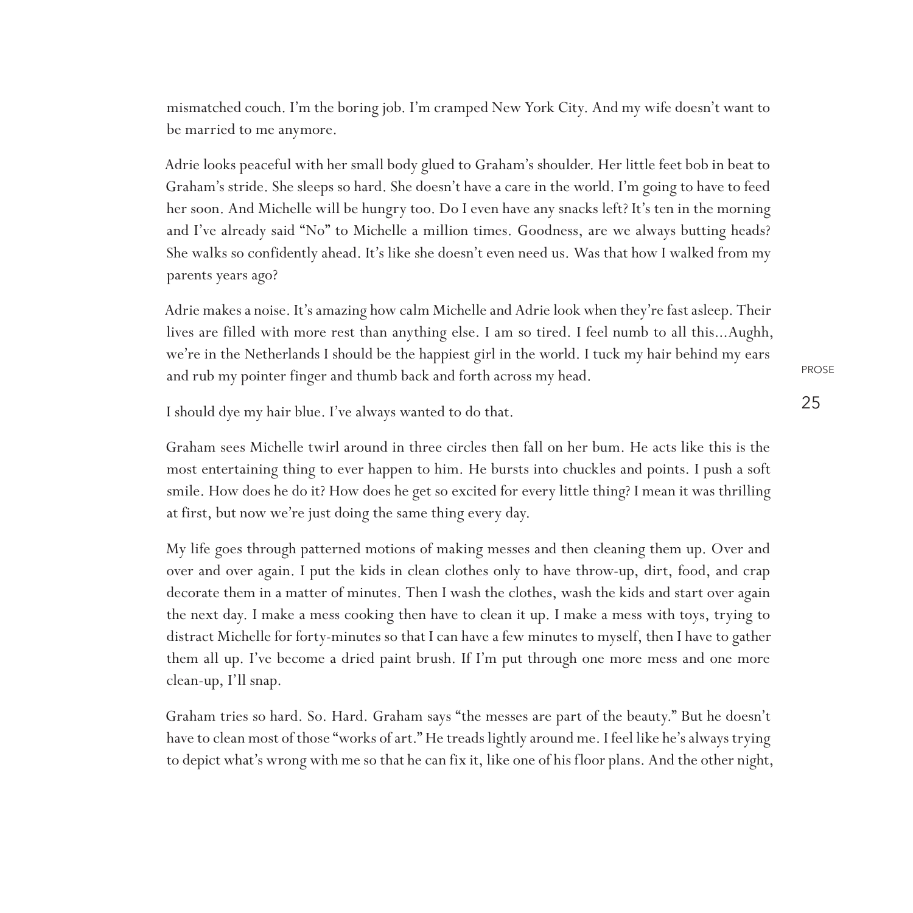mismatched couch. I'm the boring job. I'm cramped New York City. And my wife doesn't want to be married to me anymore.

Adrie looks peaceful with her small body glued to Graham's shoulder. Her little feet bob in beat to Graham's stride. She sleeps so hard. She doesn't have a care in the world. I'm going to have to feed her soon. And Michelle will be hungry too. Do I even have any snacks left? It's ten in the morning and I've already said "No" to Michelle a million times. Goodness, are we always butting heads? She walks so confidently ahead. It's like she doesn't even need us. Was that how I walked from my parents years ago?

Adrie makes a noise. It's amazing how calm Michelle and Adrie look when they're fast asleep. Their lives are filled with more rest than anything else. I am so tired. I feel numb to all this...Aughh, we're in the Netherlands I should be the happiest girl in the world. I tuck my hair behind my ears and rub my pointer finger and thumb back and forth across my head.

I should dye my hair blue. I've always wanted to do that.

Graham sees Michelle twirl around in three circles then fall on her bum. He acts like this is the most entertaining thing to ever happen to him. He bursts into chuckles and points. I push a soft smile. How does he do it? How does he get so excited for every little thing? I mean it was thrilling at first, but now we're just doing the same thing every day.

My life goes through patterned motions of making messes and then cleaning them up. Over and over and over again. I put the kids in clean clothes only to have throw-up, dirt, food, and crap decorate them in a matter of minutes. Then I wash the clothes, wash the kids and start over again the next day. I make a mess cooking then have to clean it up. I make a mess with toys, trying to distract Michelle for forty-minutes so that I can have a few minutes to myself, then I have to gather them all up. I've become a dried paint brush. If I'm put through one more mess and one more clean-up, I'll snap.

Graham tries so hard. So. Hard. Graham says "the messes are part of the beauty." But he doesn't have to clean most of those "works of art." He treads lightly around me. I feel like he's always trying to depict what's wrong with me so that he can fix it, like one of his floor plans. And the other night,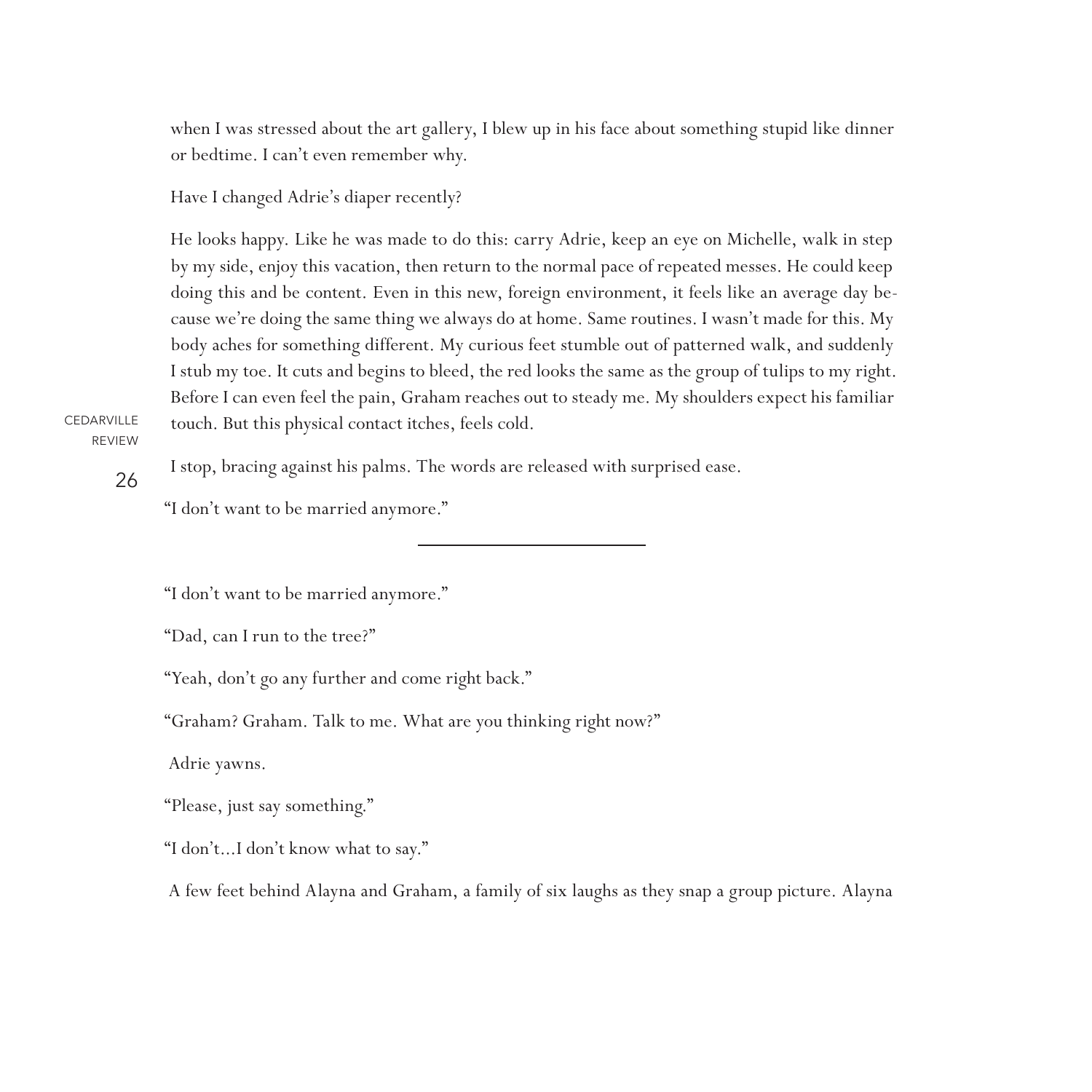when I was stressed about the art gallery, I blew up in his face about something stupid like dinner or bedtime. I can't even remember why.

Have I changed Adrie's diaper recently?

He looks happy. Like he was made to do this: carry Adrie, keep an eye on Michelle, walk in step by my side, enjoy this vacation, then return to the normal pace of repeated messes. He could keep doing this and be content. Even in this new, foreign environment, it feels like an average day because we're doing the same thing we always do at home. Same routines. I wasn't made for this. My body aches for something different. My curious feet stumble out of patterned walk, and suddenly I stub my toe. It cuts and begins to bleed, the red looks the same as the group of tulips to my right. Before I can even feel the pain, Graham reaches out to steady me. My shoulders expect his familiar touch. But this physical contact itches, feels cold.

I stop, bracing against his palms. The words are released with surprised ease.

"I don't want to be married anymore."

---

"I don't want to be married anymore."

"Dad, can I run to the tree?"

"Yeah, don't go any further and come right back."

"Graham? Graham. Talk to me. What are you thinking right now?"

Adrie yawns.

"Please, just say something."

"I don't...I don't know what to say."

A few feet behind Alayna and Graham, a family of six laughs as they snap a group picture. Alayna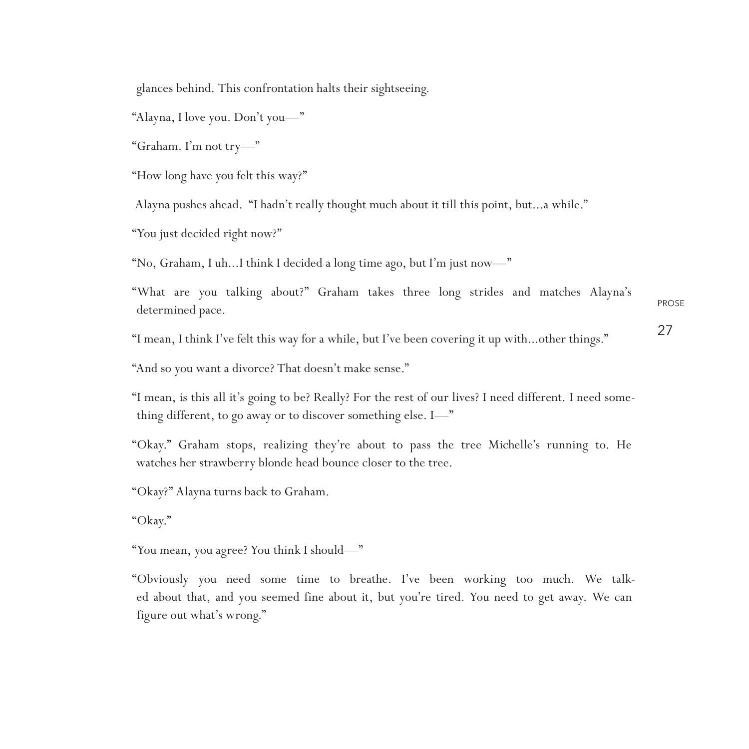glances behind. This confrontation halts their sightseeing.

"Alayna, I love you. Don't you—"

"Graham. I'm not try—"

"How long have you felt this way?"

Alayna pushes ahead. "I hadn't really thought much about it till this point, but...a while."

"You just decided right now?"

"No, Graham, I uh...I think I decided a long time ago, but I'm just now—"

"What are you talking about?" Graham takes three long strides and matches Alayna's determined pace.

"I mean, I think I've felt this way for a while, but I've been covering it up with...other things."

"And so you want a divorce? That doesn't make sense."

"I mean, is this all it's going to be? Really? For the rest of our lives? I need different. I need something different, to go away or to discover something else. I—"

"Okay." Graham stops, realizing they're about to pass the tree Michelle's running to. He watches her strawberry blonde head bounce closer to the tree.

"Okay?" Alayna turns back to Graham.

"Okay."

"You mean, you agree? You think I should—"

"Obviously you need some time to breathe. I've been working too much. We talked about that, and you seemed fine about it, but you're tired. You need to get away. We can figure out what's wrong."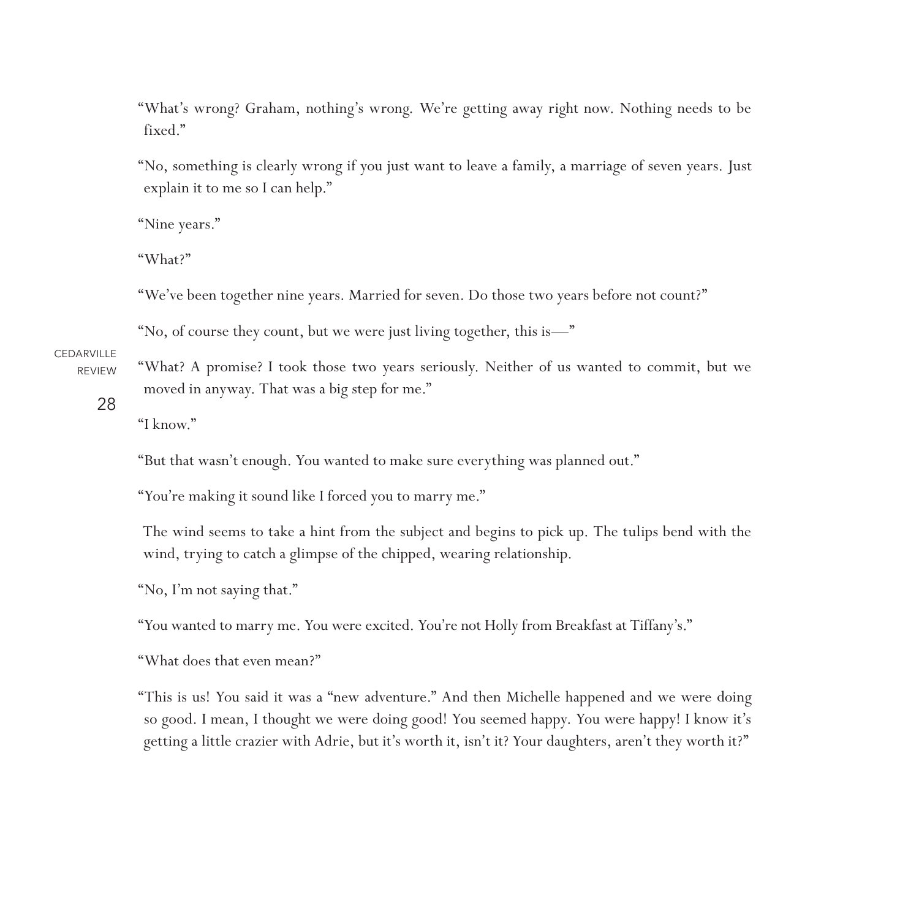"What's wrong? Graham, nothing's wrong. We're getting away right now. Nothing needs to be fixed."

"No, something is clearly wrong if you just want to leave a family, a marriage of seven years. Just explain it to me so I can help."

"Nine years."

"What?"

"We've been together nine years. Married for seven. Do those two years before not count?"

"No, of course they count, but we were just living together, this is—"

"What? A promise? I took those two years seriously. Neither of us wanted to commit, but we moved in anyway. That was a big step for me."

"I know."

"But that wasn't enough. You wanted to make sure everything was planned out."

"You're making it sound like I forced you to marry me."

The wind seems to take a hint from the subject and begins to pick up. The tulips bend with the wind, trying to catch a glimpse of the chipped, wearing relationship.

"No, I'm not saying that."

"You wanted to marry me. You were excited. You're not Holly from Breakfast at Tiffany's."

"What does that even mean?"

"This is us! You said it was a "new adventure." And then Michelle happened and we were doing so good. I mean, I thought we were doing good! You seemed happy. You were happy! I know it's getting a little crazier with Adrie, but it's worth it, isn't it? Your daughters, aren't they worth it?"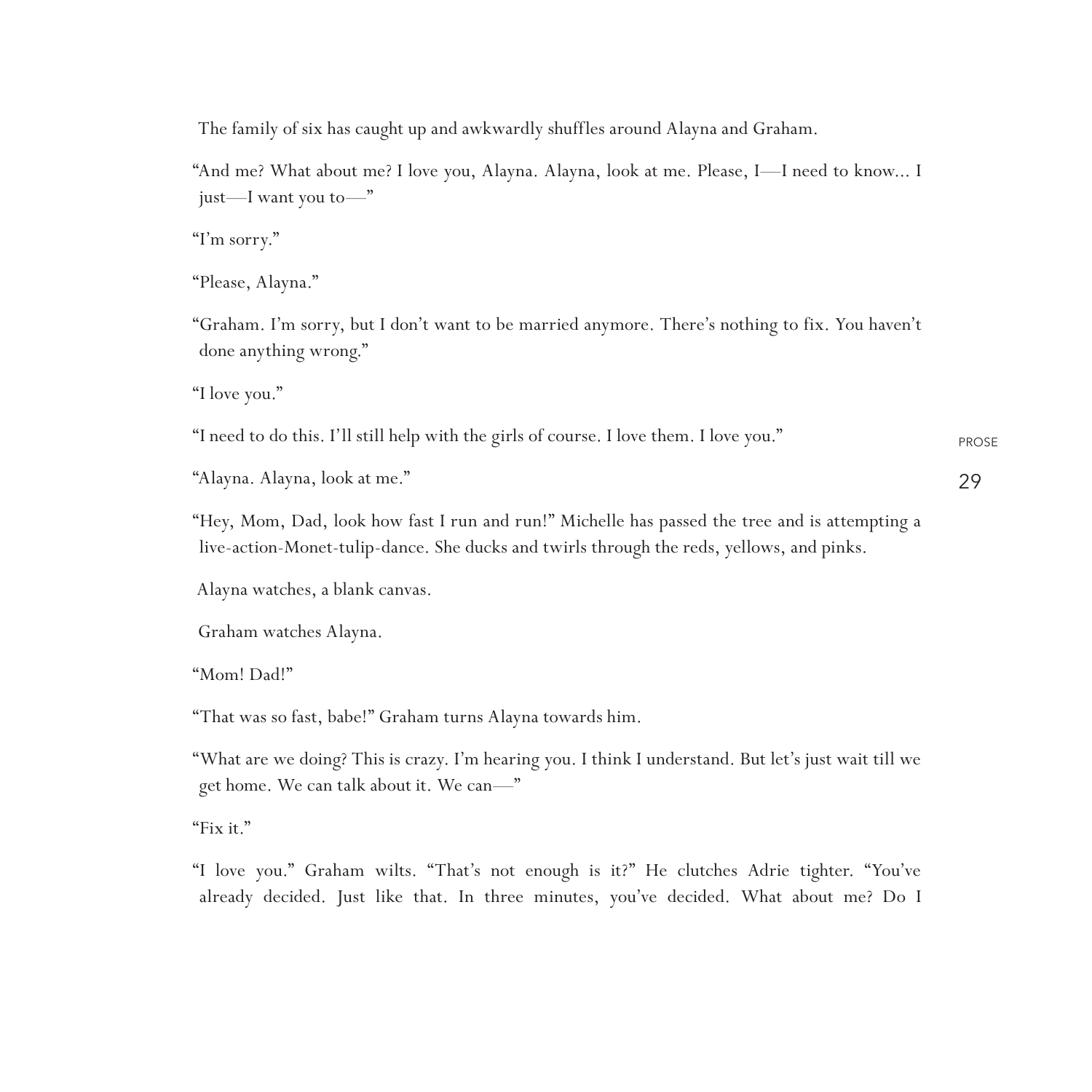The family of six has caught up and awkwardly shuffles around Alayna and Graham.

"And me? What about me? I love you, Alayna. Alayna, look at me. Please, I—I need to know... I just—I want you to—"

"I'm sorry."

"Please, Alayna."

"Graham. I'm sorry, but I don't want to be married anymore. There's nothing to fix. You haven't done anything wrong."

"I love you."

"I need to do this. I'll still help with the girls of course. I love them. I love you."

"Alayna. Alayna, look at me."

"Hey, Mom, Dad, look how fast I run and run!" Michelle has passed the tree and is attempting a live-action-Monet-tulip-dance. She ducks and twirls through the reds, yellows, and pinks.

Alayna watches, a blank canvas.

Graham watches Alayna.

"Mom! Dad!"

"That was so fast, babe!" Graham turns Alayna towards him.

"What are we doing? This is crazy. I'm hearing you. I think I understand. But let's just wait till we get home. We can talk about it. We can—"

"Fix it."

"I love you." Graham wilts. "That's not enough is it?" He clutches Adrie tighter. "You've already decided. Just like that. In three minutes, you've decided. What about me? Do I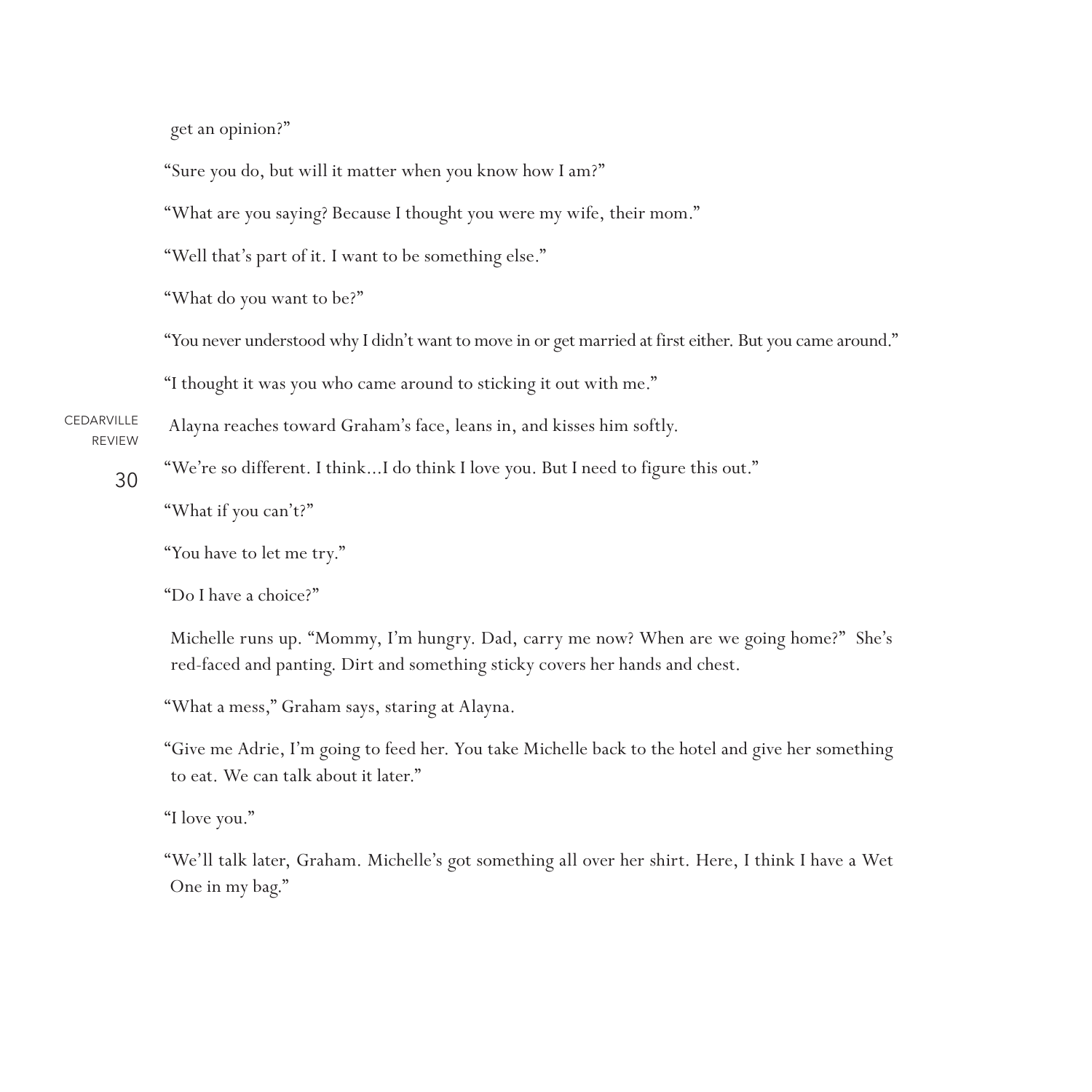get an opinion?"

"Sure you do, but will it matter when you know how I am?"

"What are you saying? Because I thought you were my wife, their mom."

"Well that's part of it. I want to be something else."

"What do you want to be?"

"You never understood why I didn't want to move in or get married at first either. But you came around."

"I thought it was you who came around to sticking it out with me."

Alayna reaches toward Graham's face, leans in, and kisses him softly.

"We're so different. I think...I do think I love you. But I need to figure this out."

"What if you can't?"

"You have to let me try."

"Do I have a choice?"

Michelle runs up. "Mommy, I'm hungry. Dad, carry me now? When are we going home?" She's red-faced and panting. Dirt and something sticky covers her hands and chest.

"What a mess," Graham says, staring at Alayna.

"Give me Adrie, I'm going to feed her. You take Michelle back to the hotel and give her something to eat. We can talk about it later."

"I love you."

"We'll talk later, Graham. Michelle's got something all over her shirt. Here, I think I have a Wet One in my bag."